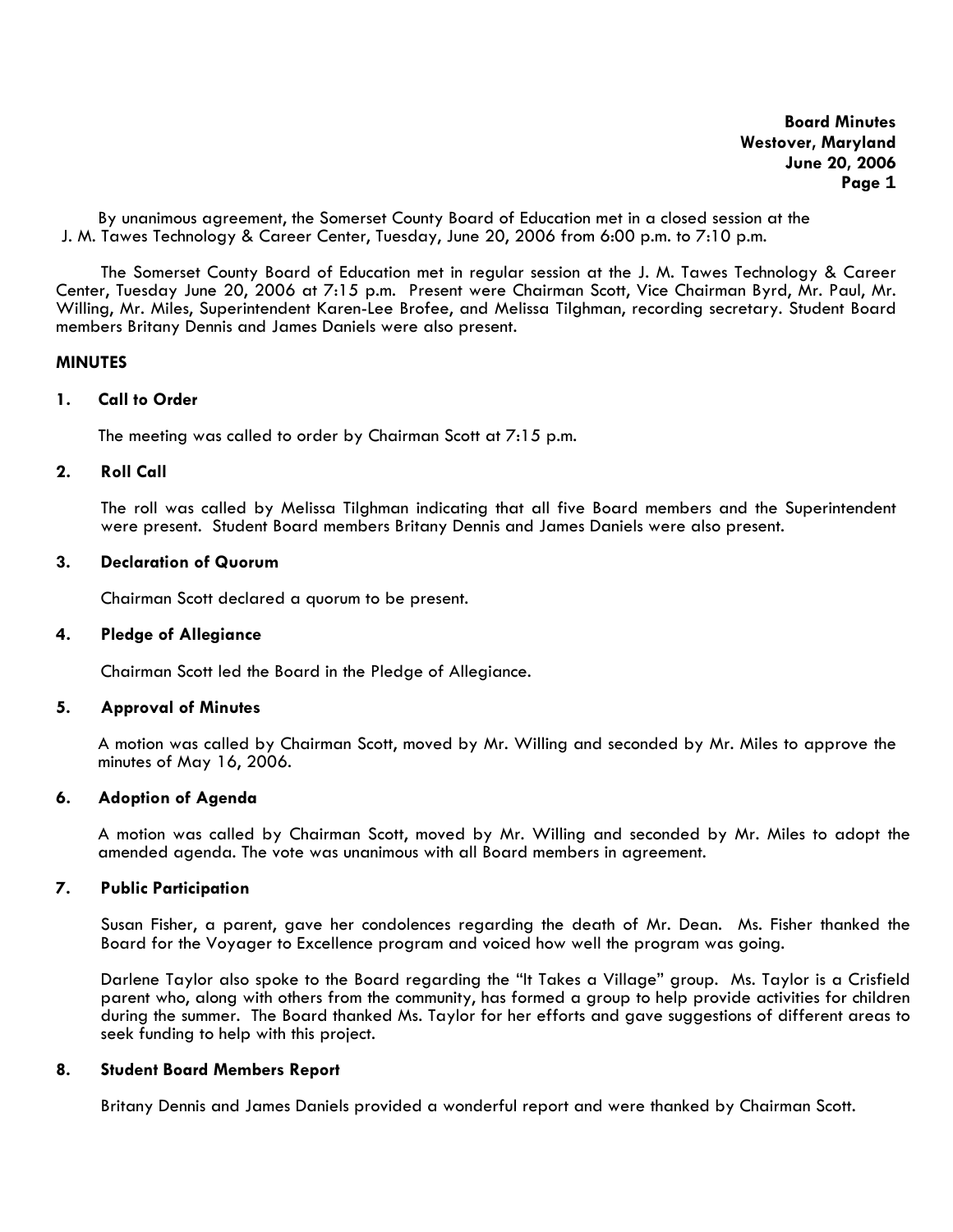**Board Minutes**
**Westover, Maryland**
**June 20, 2006**

By unanimous agreement, the Somerset County Board of Education met in a closed session at the J. M. Tawes Technology & Career Center, Tuesday, June 20, 2006 from 6:00 p.m. to 7:10 p.m.

The Somerset County Board of Education met in regular session at the J. M. Tawes Technology & Career Center, Tuesday June 20, 2006 at 7:15 p.m. Present were Chairman Scott, Vice Chairman Byrd, Mr. Paul, Mr. Willing, Mr. Miles, Superintendent Karen-Lee Brofee, and Melissa Tilghman, recording secretary. Student Board members Britany Dennis and James Daniels were also present.

**MINUTES**

**1. Call to Order**

The meeting was called to order by Chairman Scott at 7:15 p.m.

**2. Roll Call**

The roll was called by Melissa Tilghman indicating that all five Board members and the Superintendent were present. Student Board members Britany Dennis and James Daniels were also present.

**3. Declaration of Quorum**

Chairman Scott declared a quorum to be present.

**4. Pledge of Allegiance**

Chairman Scott led the Board in the Pledge of Allegiance.

**5. Approval of Minutes**

A motion was called by Chairman Scott, moved by Mr. Willing and seconded by Mr. Miles to approve the minutes of May 16, 2006.

**6. Adoption of Agenda**

A motion was called by Chairman Scott, moved by Mr. Willing and seconded by Mr. Miles to adopt the amended agenda. The vote was unanimous with all Board members in agreement.

**7. Public Participation**

Susan Fisher, a parent, gave her condolences regarding the death of Mr. Dean. Ms. Fisher thanked the Board for the Voyager to Excellence program and voiced how well the program was going.

Darlene Taylor also spoke to the Board regarding the "It Takes a Village" group. Ms. Taylor is a Crisfield parent who, along with others from the community, has formed a group to help provide activities for children during the summer. The Board thanked Ms. Taylor for her efforts and gave suggestions of different areas to seek funding to help with this project.

**8. Student Board Members Report**

Britany Dennis and James Daniels provided a wonderful report and were thanked by Chairman Scott.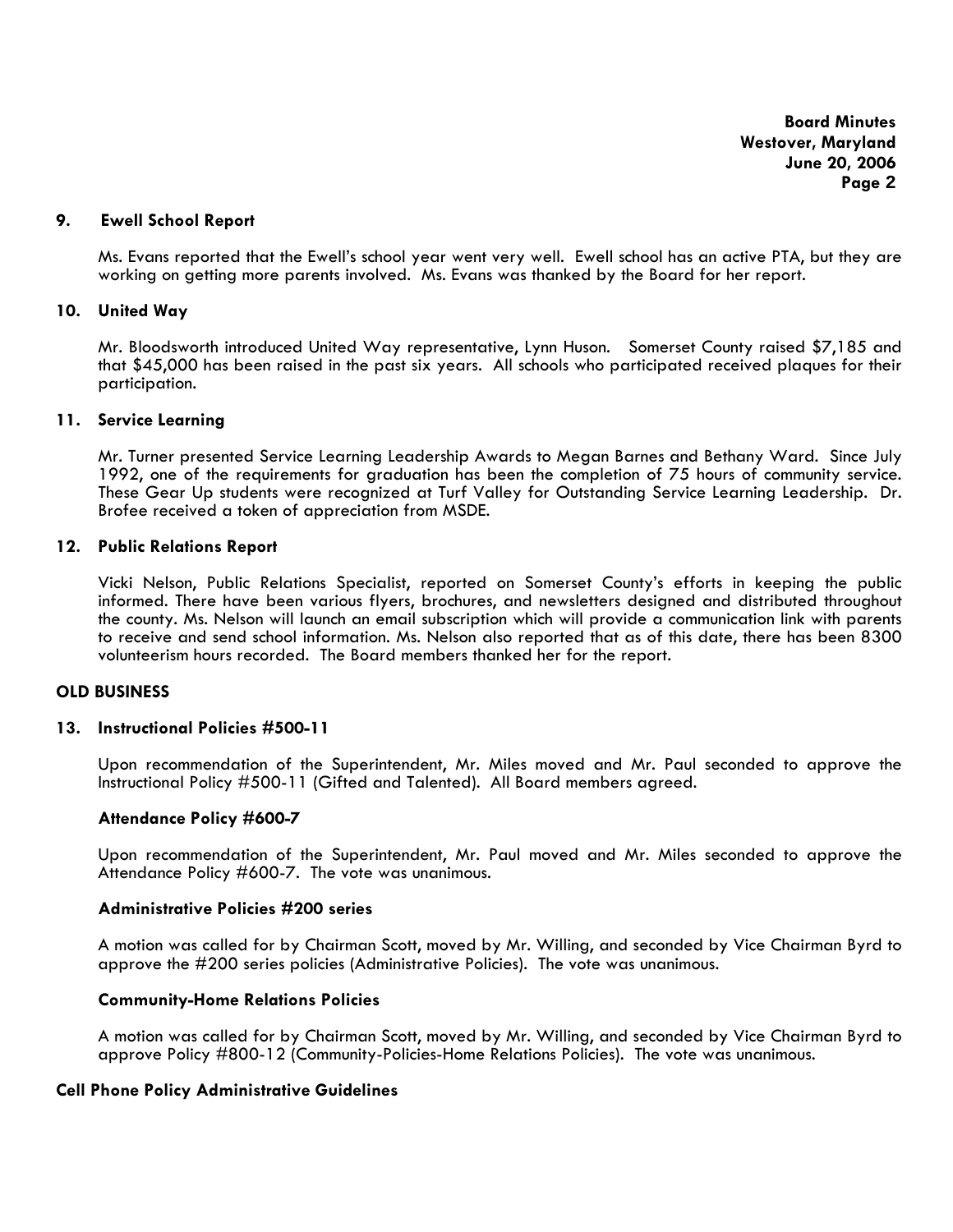**9. Ewell School Report**

Ms. Evans reported that the Ewell's school year went very well. Ewell school has an active PTA, but they are working on getting more parents involved. Ms. Evans was thanked by the Board for her report.

**10. United Way**

Mr. Bloodsworth introduced United Way representative, Lynn Huson. Somerset County raised $7,185 and that $45,000 has been raised in the past six years. All schools who participated received plaques for their participation.

**11. Service Learning**

Mr. Turner presented Service Learning Leadership Awards to Megan Barnes and Bethany Ward. Since July 1992, one of the requirements for graduation has been the completion of 75 hours of community service. These Gear Up students were recognized at Turf Valley for Outstanding Service Learning Leadership. Dr. Brofee received a token of appreciation from MSDE.

**12. Public Relations Report**

Vicki Nelson, Public Relations Specialist, reported on Somerset County's efforts in keeping the public informed. There have been various flyers, brochures, and newsletters designed and distributed throughout the county. Ms. Nelson will launch an email subscription which will provide a communication link with parents to receive and send school information. Ms. Nelson also reported that as of this date, there has been 8300 volunteerism hours recorded. The Board members thanked her for the report.

**OLD BUSINESS**

**13. Instructional Policies #500-11**

Upon recommendation of the Superintendent, Mr. Miles moved and Mr. Paul seconded to approve the Instructional Policy #500-11 (Gifted and Talented). All Board members agreed.

**Attendance Policy #600-7**

Upon recommendation of the Superintendent, Mr. Paul moved and Mr. Miles seconded to approve the Attendance Policy #600-7. The vote was unanimous.

**Administrative Policies #200 series**

A motion was called for by Chairman Scott, moved by Mr. Willing, and seconded by Vice Chairman Byrd to approve the #200 series policies (Administrative Policies). The vote was unanimous.

**Community-Home Relations Policies**

A motion was called for by Chairman Scott, moved by Mr. Willing, and seconded by Vice Chairman Byrd to approve Policy #800-12 (Community-Policies-Home Relations Policies). The vote was unanimous.

**Cell Phone Policy Administrative Guidelines**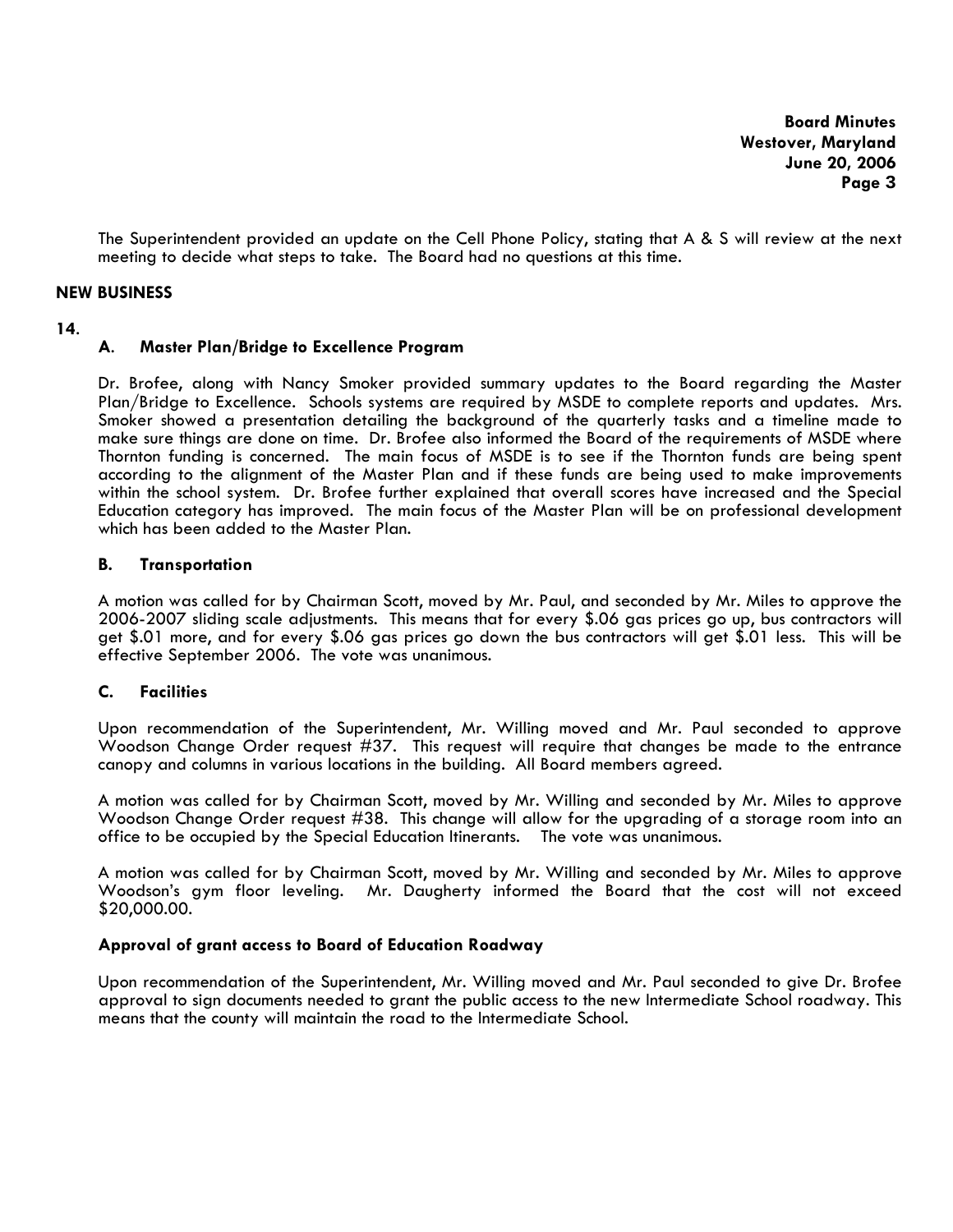The Superintendent provided an update on the Cell Phone Policy, stating that A & S will review at the next meeting to decide what steps to take. The Board had no questions at this time.

## NEW BUSINESS

**14.**

### A. Master Plan/Bridge to Excellence Program

Dr. Brofee, along with Nancy Smoker provided summary updates to the Board regarding the Master Plan/Bridge to Excellence. Schools systems are required by MSDE to complete reports and updates. Mrs. Smoker showed a presentation detailing the background of the quarterly tasks and a timeline made to make sure things are done on time. Dr. Brofee also informed the Board of the requirements of MSDE where Thornton funding is concerned. The main focus of MSDE is to see if the Thornton funds are being spent according to the alignment of the Master Plan and if these funds are being used to make improvements within the school system. Dr. Brofee further explained that overall scores have increased and the Special Education category has improved. The main focus of the Master Plan will be on professional development which has been added to the Master Plan.

### B. Transportation

A motion was called for by Chairman Scott, moved by Mr. Paul, and seconded by Mr. Miles to approve the 2006-2007 sliding scale adjustments. This means that for every $.06 gas prices go up, bus contractors will get $.01 more, and for every $.06 gas prices go down the bus contractors will get $.01 less. This will be effective September 2006. The vote was unanimous.

### C. Facilities

Upon recommendation of the Superintendent, Mr. Willing moved and Mr. Paul seconded to approve Woodson Change Order request #37. This request will require that changes be made to the entrance canopy and columns in various locations in the building. All Board members agreed.

A motion was called for by Chairman Scott, moved by Mr. Willing and seconded by Mr. Miles to approve Woodson Change Order request #38. This change will allow for the upgrading of a storage room into an office to be occupied by the Special Education Itinerants. The vote was unanimous.

A motion was called for by Chairman Scott, moved by Mr. Willing and seconded by Mr. Miles to approve Woodson's gym floor leveling. Mr. Daugherty informed the Board that the cost will not exceed $20,000.00.

**Approval of grant access to Board of Education Roadway**

Upon recommendation of the Superintendent, Mr. Willing moved and Mr. Paul seconded to give Dr. Brofee approval to sign documents needed to grant the public access to the new Intermediate School roadway. This means that the county will maintain the road to the Intermediate School.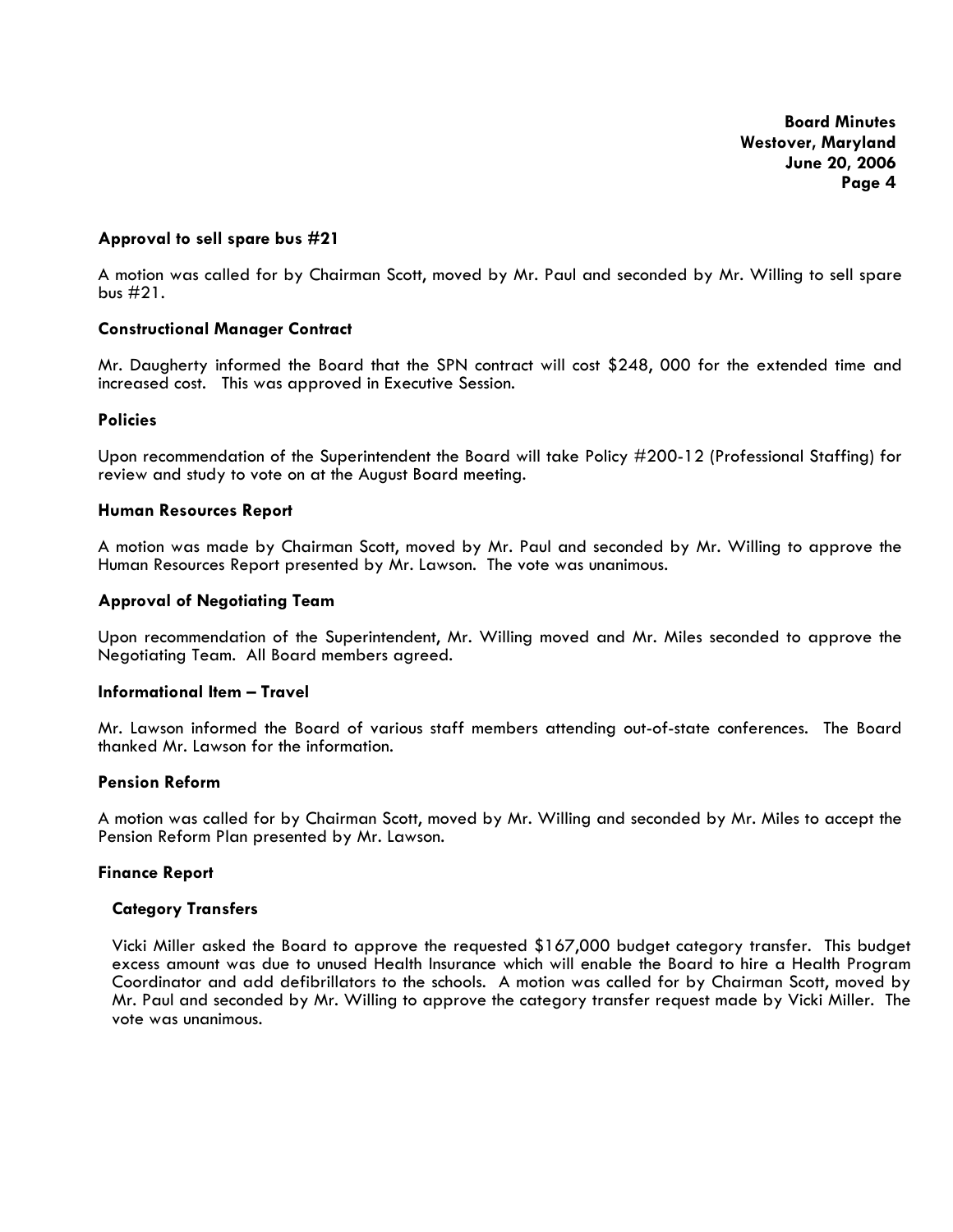### Approval to sell spare bus #21

A motion was called for by Chairman Scott, moved by Mr. Paul and seconded by Mr. Willing to sell spare bus #21.

### Constructional Manager Contract

Mr. Daugherty informed the Board that the SPN contract will cost $248, 000 for the extended time and increased cost. This was approved in Executive Session.

### Policies

Upon recommendation of the Superintendent the Board will take Policy #200-12 (Professional Staffing) for review and study to vote on at the August Board meeting.

### Human Resources Report

A motion was made by Chairman Scott, moved by Mr. Paul and seconded by Mr. Willing to approve the Human Resources Report presented by Mr. Lawson. The vote was unanimous.

### Approval of Negotiating Team

Upon recommendation of the Superintendent, Mr. Willing moved and Mr. Miles seconded to approve the Negotiating Team. All Board members agreed.

### Informational Item – Travel

Mr. Lawson informed the Board of various staff members attending out-of-state conferences. The Board thanked Mr. Lawson for the information.

### Pension Reform

A motion was called for by Chairman Scott, moved by Mr. Willing and seconded by Mr. Miles to accept the Pension Reform Plan presented by Mr. Lawson.

### Finance Report

#### Category Transfers

Vicki Miller asked the Board to approve the requested $167,000 budget category transfer. This budget excess amount was due to unused Health Insurance which will enable the Board to hire a Health Program Coordinator and add defibrillators to the schools. A motion was called for by Chairman Scott, moved by Mr. Paul and seconded by Mr. Willing to approve the category transfer request made by Vicki Miller. The vote was unanimous.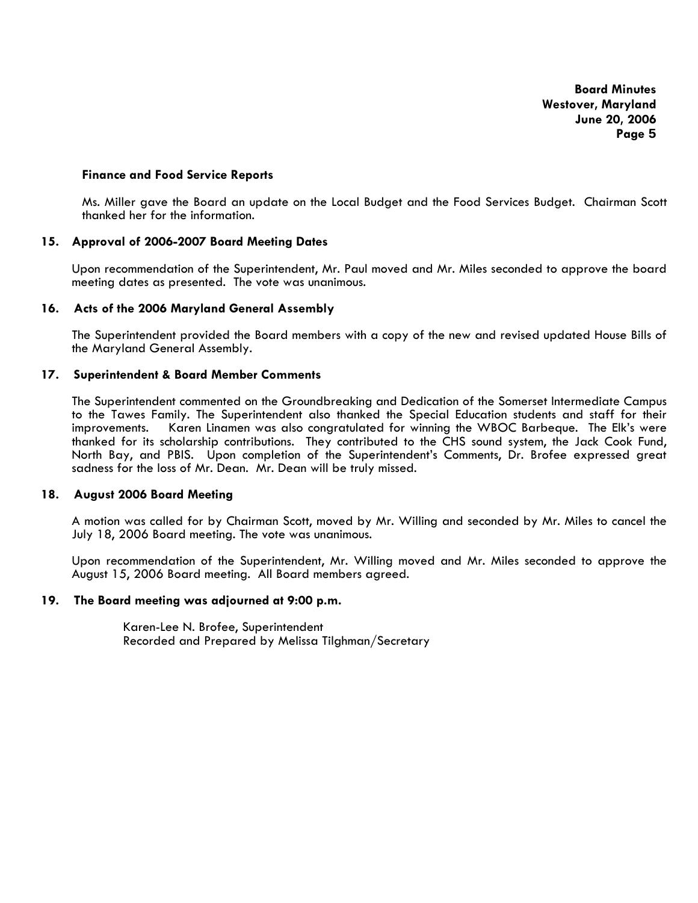**Finance and Food Service Reports**

Ms. Miller gave the Board an update on the Local Budget and the Food Services Budget. Chairman Scott thanked her for the information.

**15. Approval of 2006-2007 Board Meeting Dates**

Upon recommendation of the Superintendent, Mr. Paul moved and Mr. Miles seconded to approve the board meeting dates as presented. The vote was unanimous.

**16. Acts of the 2006 Maryland General Assembly**

The Superintendent provided the Board members with a copy of the new and revised updated House Bills of the Maryland General Assembly.

**17. Superintendent & Board Member Comments**

The Superintendent commented on the Groundbreaking and Dedication of the Somerset Intermediate Campus to the Tawes Family. The Superintendent also thanked the Special Education students and staff for their improvements. Karen Linamen was also congratulated for winning the WBOC Barbeque. The Elk's were thanked for its scholarship contributions. They contributed to the CHS sound system, the Jack Cook Fund, North Bay, and PBIS. Upon completion of the Superintendent's Comments, Dr. Brofee expressed great sadness for the loss of Mr. Dean. Mr. Dean will be truly missed.

**18. August 2006 Board Meeting**

A motion was called for by Chairman Scott, moved by Mr. Willing and seconded by Mr. Miles to cancel the July 18, 2006 Board meeting. The vote was unanimous.

Upon recommendation of the Superintendent, Mr. Willing moved and Mr. Miles seconded to approve the August 15, 2006 Board meeting. All Board members agreed.

**19. The Board meeting was adjourned at 9:00 p.m.**

Karen-Lee N. Brofee, Superintendent
Recorded and Prepared by Melissa Tilghman/Secretary